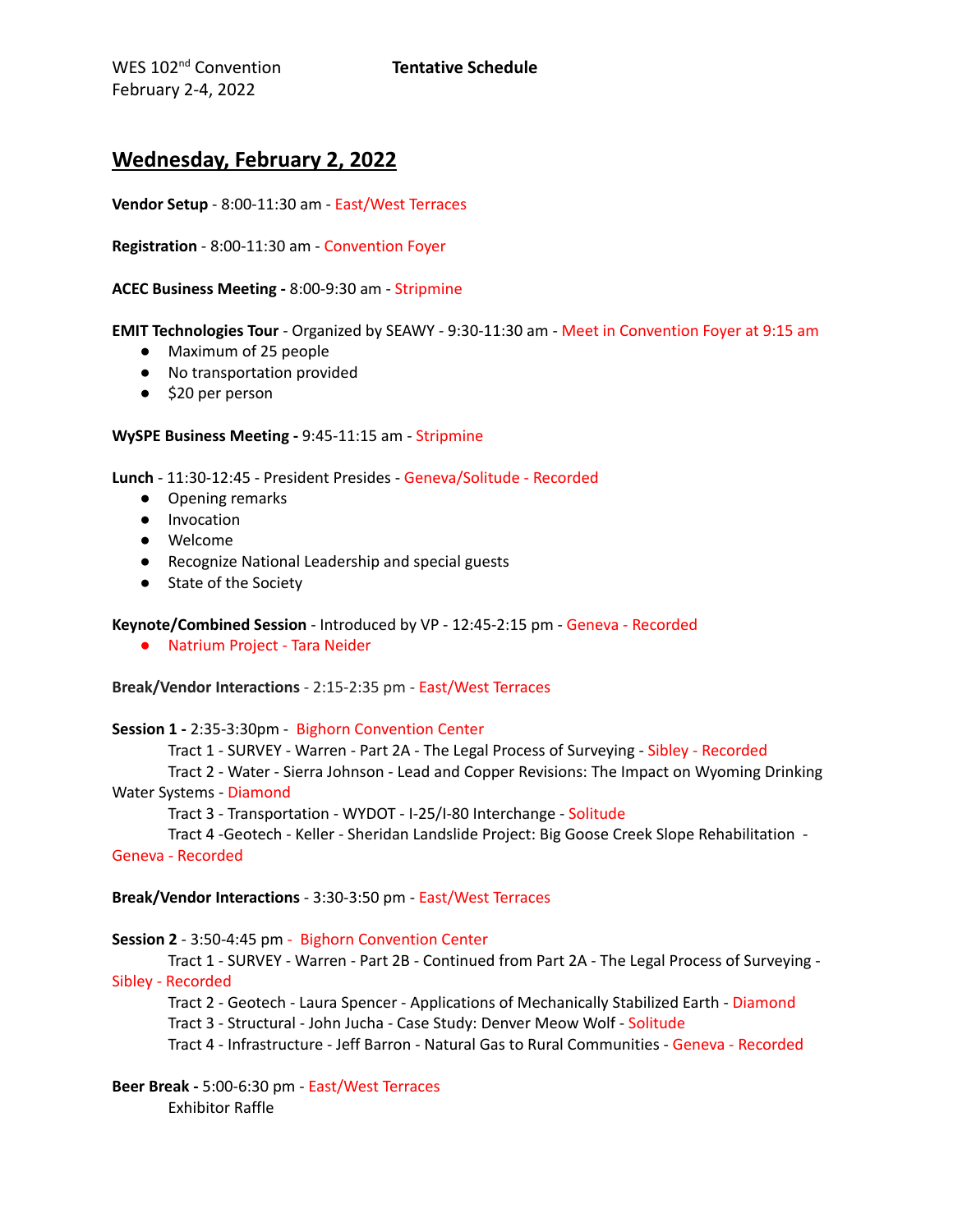WES 102nd Convention **Tentative Schedule**
February 2-4, 2022

## Wednesday, February 2, 2022

**Vendor Setup** - 8:00-11:30 am - East/West Terraces

**Registration** - 8:00-11:30 am - Convention Foyer

**ACEC Business Meeting -** 8:00-9:30 am - Stripmine

**EMIT Technologies Tour** - Organized by SEAWY - 9:30-11:30 am - Meet in Convention Foyer at 9:15 am

- Maximum of 25 people
- No transportation provided
- $20 per person

**WySPE Business Meeting -** 9:45-11:15 am - Stripmine

**Lunch** - 11:30-12:45 - President Presides - Geneva/Solitude - Recorded

- Opening remarks
- Invocation
- Welcome
- Recognize National Leadership and special guests
- State of the Society

**Keynote/Combined Session** - Introduced by VP - 12:45-2:15 pm - Geneva - Recorded

- Natrium Project - Tara Neider

**Break/Vendor Interactions** - 2:15-2:35 pm - East/West Terraces

**Session 1 -** 2:35-3:30pm - Bighorn Convention Center

Tract 1 - SURVEY - Warren - Part 2A - The Legal Process of Surveying - Sibley - Recorded
Tract 2 - Water - Sierra Johnson - Lead and Copper Revisions: The Impact on Wyoming Drinking Water Systems - Diamond
Tract 3 - Transportation - WYDOT - I-25/I-80 Interchange - Solitude
Tract 4 -Geotech - Keller - Sheridan Landslide Project: Big Goose Creek Slope Rehabilitation - Geneva - Recorded

**Break/Vendor Interactions** - 3:30-3:50 pm - East/West Terraces

**Session 2** - 3:50-4:45 pm - Bighorn Convention Center

Tract 1 - SURVEY - Warren - Part 2B - Continued from Part 2A - The Legal Process of Surveying - Sibley - Recorded
Tract 2 - Geotech - Laura Spencer - Applications of Mechanically Stabilized Earth - Diamond
Tract 3 - Structural - John Jucha - Case Study: Denver Meow Wolf - Solitude
Tract 4 - Infrastructure - Jeff Barron - Natural Gas to Rural Communities - Geneva - Recorded

**Beer Break -** 5:00-6:30 pm - East/West Terraces

Exhibitor Raffle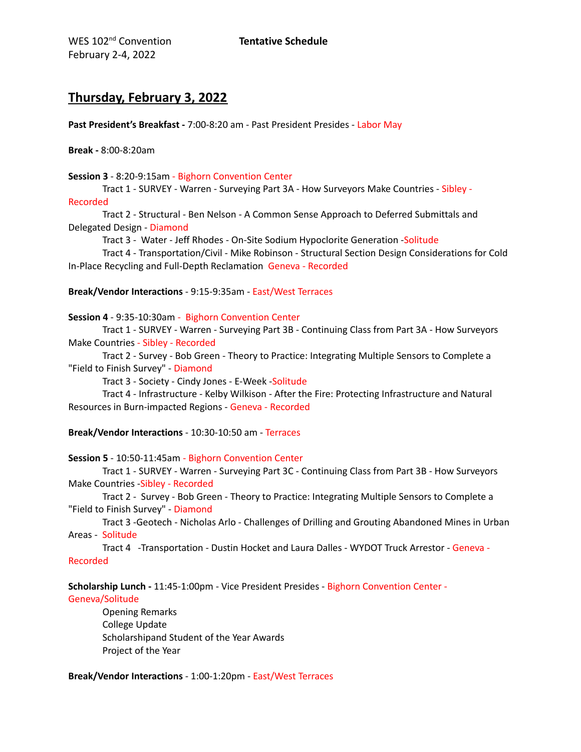WES 102nd Convention **Tentative Schedule**
February 2-4, 2022

## Thursday, February 3, 2022

**Past President's Breakfast -** 7:00-8:20 am - Past President Presides - Labor May

**Break -** 8:00-8:20am

**Session 3** - 8:20-9:15am - Bighorn Convention Center

Tract 1 - SURVEY - Warren - Surveying Part 3A - How Surveyors Make Countries - Sibley - Recorded

Tract 2 - Structural - Ben Nelson - A Common Sense Approach to Deferred Submittals and Delegated Design - Diamond

Tract 3 - Water - Jeff Rhodes - On-Site Sodium Hypoclorite Generation -Solitude

Tract 4 - Transportation/Civil - Mike Robinson - Structural Section Design Considerations for Cold In-Place Recycling and Full-Depth Reclamation Geneva - Recorded

**Break/Vendor Interactions** - 9:15-9:35am - East/West Terraces

**Session 4** - 9:35-10:30am - Bighorn Convention Center

Tract 1 - SURVEY - Warren - Surveying Part 3B - Continuing Class from Part 3A - How Surveyors Make Countries - Sibley - Recorded

Tract 2 - Survey - Bob Green - Theory to Practice: Integrating Multiple Sensors to Complete a "Field to Finish Survey" - Diamond

Tract 3 - Society - Cindy Jones - E-Week -Solitude

Tract 4 - Infrastructure - Kelby Wilkison - After the Fire: Protecting Infrastructure and Natural Resources in Burn-impacted Regions - Geneva - Recorded

**Break/Vendor Interactions** - 10:30-10:50 am - Terraces

**Session 5** - 10:50-11:45am - Bighorn Convention Center

Tract 1 - SURVEY - Warren - Surveying Part 3C - Continuing Class from Part 3B - How Surveyors Make Countries -Sibley - Recorded

Tract 2 - Survey - Bob Green - Theory to Practice: Integrating Multiple Sensors to Complete a "Field to Finish Survey" - Diamond

Tract 3 -Geotech - Nicholas Arlo - Challenges of Drilling and Grouting Abandoned Mines in Urban Areas - Solitude

Tract 4 -Transportation - Dustin Hocket and Laura Dalles - WYDOT Truck Arrestor - Geneva - Recorded

**Scholarship Lunch -** 11:45-1:00pm - Vice President Presides - Bighorn Convention Center - Geneva/Solitude

- Opening Remarks
- College Update
- Scholarshipand Student of the Year Awards
- Project of the Year

**Break/Vendor Interactions** - 1:00-1:20pm - East/West Terraces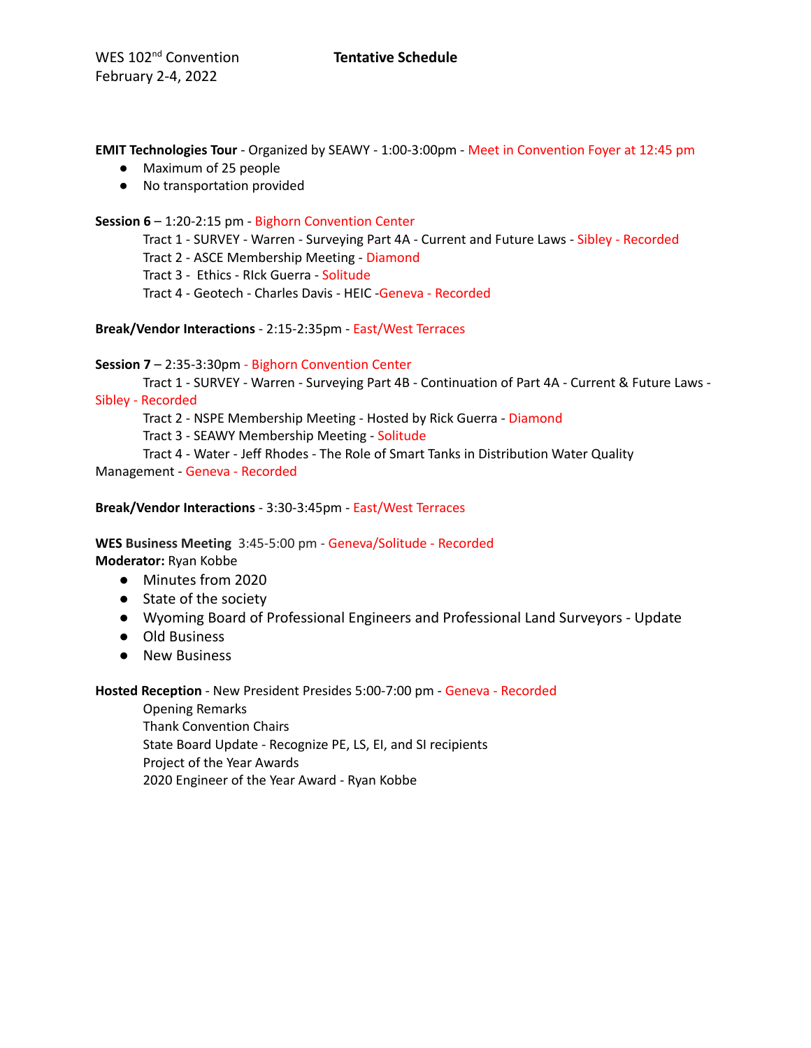WES 102nd Convention
February 2-4, 2022

**Tentative Schedule**

**EMIT Technologies Tour** - Organized by SEAWY - 1:00-3:00pm - Meet in Convention Foyer at 12:45 pm

- Maximum of 25 people
- No transportation provided

**Session 6** – 1:20-2:15 pm - Bighorn Convention Center

Tract 1 - SURVEY - Warren - Surveying Part 4A - Current and Future Laws - Sibley - Recorded
Tract 2 - ASCE Membership Meeting - Diamond
Tract 3 - Ethics - RIck Guerra - Solitude
Tract 4 - Geotech - Charles Davis - HEIC -Geneva - Recorded

**Break/Vendor Interactions** - 2:15-2:35pm - East/West Terraces

**Session 7** – 2:35-3:30pm - Bighorn Convention Center

Tract 1 - SURVEY - Warren - Surveying Part 4B - Continuation of Part 4A - Current & Future Laws - Sibley - Recorded
Tract 2 - NSPE Membership Meeting - Hosted by Rick Guerra - Diamond
Tract 3 - SEAWY Membership Meeting - Solitude
Tract 4 - Water - Jeff Rhodes - The Role of Smart Tanks in Distribution Water Quality Management - Geneva - Recorded

**Break/Vendor Interactions** - 3:30-3:45pm - East/West Terraces

**WES Business Meeting** 3:45-5:00 pm - Geneva/Solitude - Recorded
**Moderator:** Ryan Kobbe

- Minutes from 2020
- State of the society
- Wyoming Board of Professional Engineers and Professional Land Surveyors - Update
- Old Business
- New Business

**Hosted Reception** - New President Presides 5:00-7:00 pm - Geneva - Recorded

Opening Remarks
Thank Convention Chairs
State Board Update - Recognize PE, LS, EI, and SI recipients
Project of the Year Awards
2020 Engineer of the Year Award - Ryan Kobbe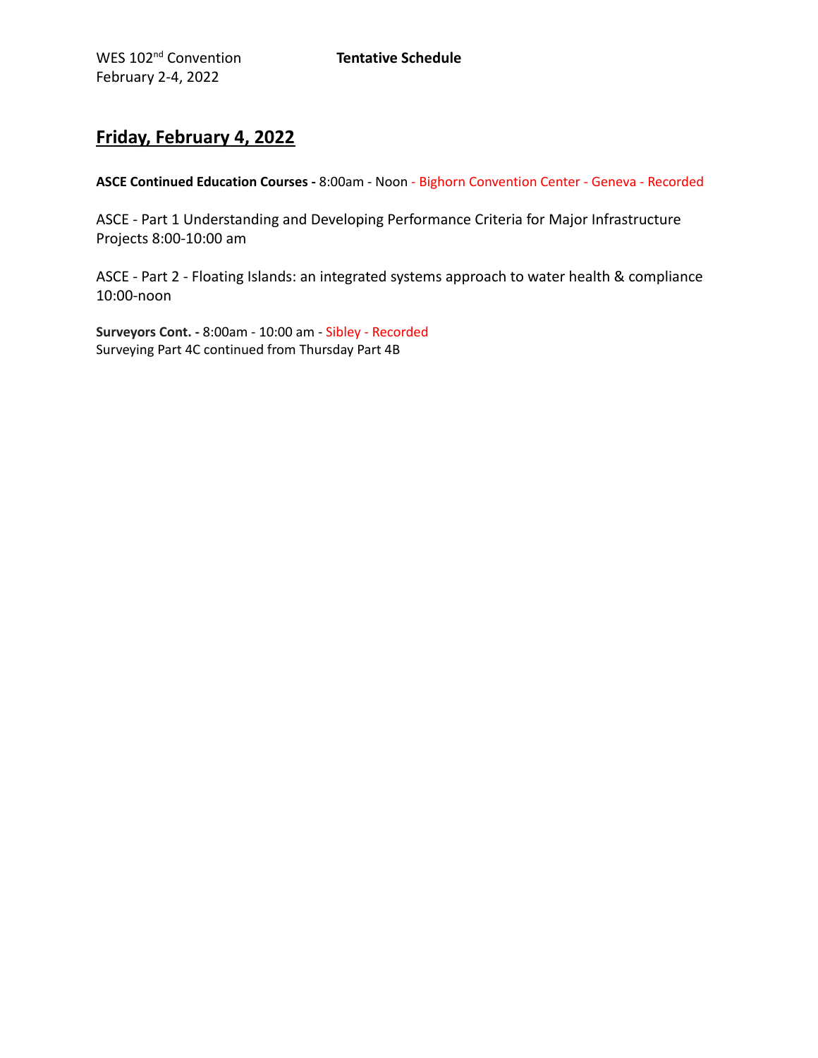WES 102nd Convention **Tentative Schedule**
February 2-4, 2022

## Friday, February 4, 2022

**ASCE Continued Education Courses -** 8:00am - Noon - Bighorn Convention Center - Geneva - Recorded

ASCE - Part 1 Understanding and Developing Performance Criteria for Major Infrastructure Projects 8:00-10:00 am

ASCE - Part 2 - Floating Islands: an integrated systems approach to water health & compliance 10:00-noon

**Surveyors Cont. -** 8:00am - 10:00 am - Sibley - Recorded
Surveying Part 4C continued from Thursday Part 4B